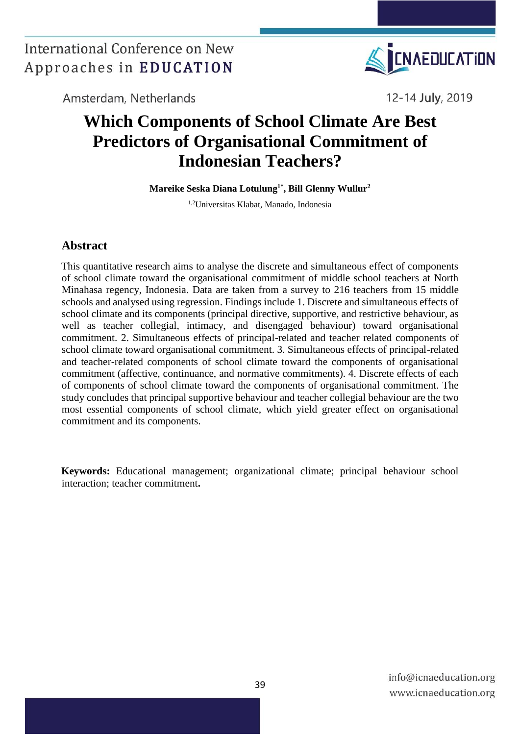# Which Components of School Climate Are Best Predictors of Organisational Commitment of Indonesian Teachers?

**Mareike Seska Diana Lotulung[1*], Bill Glenny Wullur[2]**

[1,2]Universitas Klabat, Manado, Indonesia

## Abstract

This quantitative research aims to analyse the discrete and simultaneous effect of components of school climate toward the organisational commitment of middle school teachers at North Minahasa regency, Indonesia. Data are taken from a survey to 216 teachers from 15 middle schools and analysed using regression. Findings include 1. Discrete and simultaneous effects of school climate and its components (principal directive, supportive, and restrictive behaviour, as well as teacher collegial, intimacy, and disengaged behaviour) toward organisational commitment. 2. Simultaneous effects of principal-related and teacher related components of school climate toward organisational commitment. 3. Simultaneous effects of principal-related and teacher-related components of school climate toward the components of organisational commitment (affective, continuance, and normative commitments). 4. Discrete effects of each of components of school climate toward the components of organisational commitment. The study concludes that principal supportive behaviour and teacher collegial behaviour are the two most essential components of school climate, which yield greater effect on organisational commitment and its components.

**Keywords:** Educational management; organizational climate; principal behaviour school interaction; teacher commitment**.**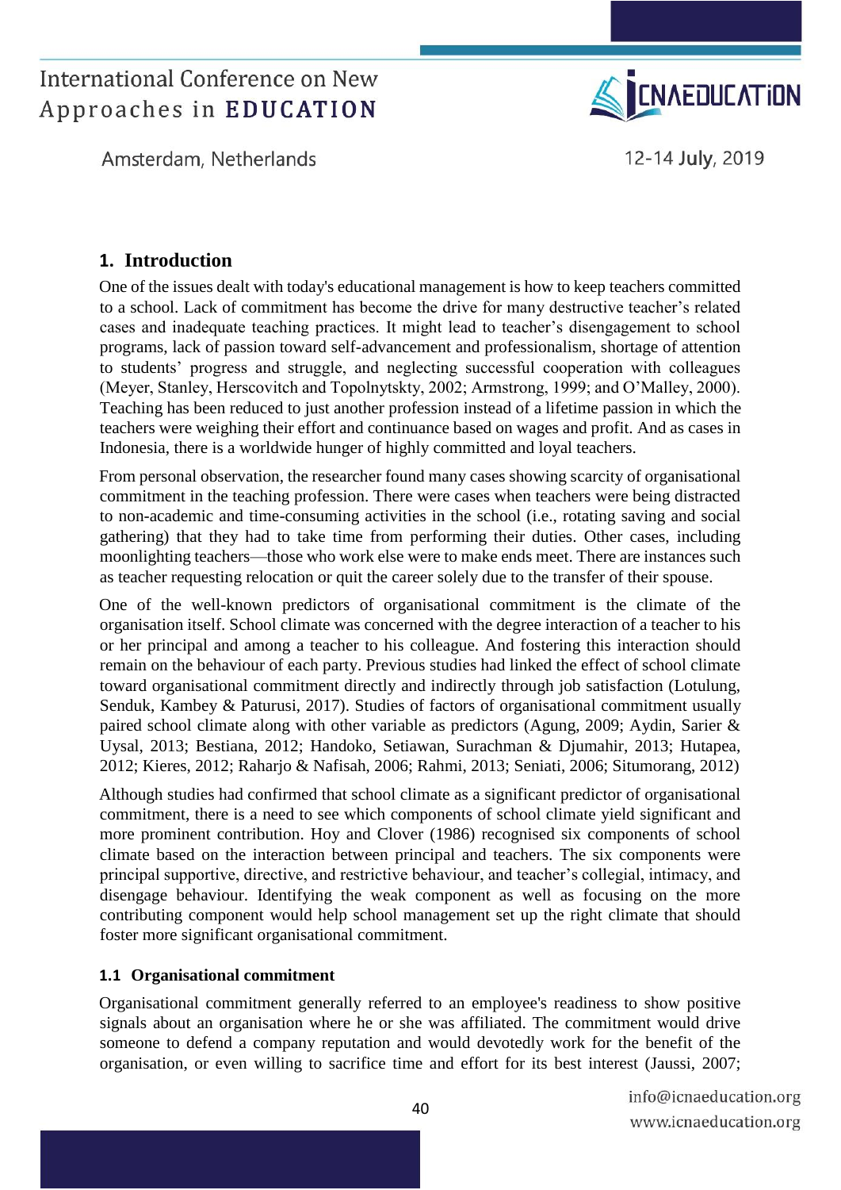## 1. Introduction

One of the issues dealt with today's educational management is how to keep teachers committed to a school. Lack of commitment has become the drive for many destructive teacher's related cases and inadequate teaching practices. It might lead to teacher's disengagement to school programs, lack of passion toward self-advancement and professionalism, shortage of attention to students' progress and struggle, and neglecting successful cooperation with colleagues (Meyer, Stanley, Herscovitch and Topolnytskty, 2002; Armstrong, 1999; and O'Malley, 2000). Teaching has been reduced to just another profession instead of a lifetime passion in which the teachers were weighing their effort and continuance based on wages and profit. And as cases in Indonesia, there is a worldwide hunger of highly committed and loyal teachers.

From personal observation, the researcher found many cases showing scarcity of organisational commitment in the teaching profession. There were cases when teachers were being distracted to non-academic and time-consuming activities in the school (i.e., rotating saving and social gathering) that they had to take time from performing their duties. Other cases, including moonlighting teachers—those who work else were to make ends meet. There are instances such as teacher requesting relocation or quit the career solely due to the transfer of their spouse.

One of the well-known predictors of organisational commitment is the climate of the organisation itself. School climate was concerned with the degree interaction of a teacher to his or her principal and among a teacher to his colleague. And fostering this interaction should remain on the behaviour of each party. Previous studies had linked the effect of school climate toward organisational commitment directly and indirectly through job satisfaction (Lotulung, Senduk, Kambey & Paturusi, 2017). Studies of factors of organisational commitment usually paired school climate along with other variable as predictors (Agung, 2009; Aydin, Sarier & Uysal, 2013; Bestiana, 2012; Handoko, Setiawan, Surachman & Djumahir, 2013; Hutapea, 2012; Kieres, 2012; Raharjo & Nafisah, 2006; Rahmi, 2013; Seniati, 2006; Situmorang, 2012)

Although studies had confirmed that school climate as a significant predictor of organisational commitment, there is a need to see which components of school climate yield significant and more prominent contribution. Hoy and Clover (1986) recognised six components of school climate based on the interaction between principal and teachers. The six components were principal supportive, directive, and restrictive behaviour, and teacher's collegial, intimacy, and disengage behaviour. Identifying the weak component as well as focusing on the more contributing component would help school management set up the right climate that should foster more significant organisational commitment.

### 1.1 Organisational commitment

Organisational commitment generally referred to an employee's readiness to show positive signals about an organisation where he or she was affiliated. The commitment would drive someone to defend a company reputation and would devotedly work for the benefit of the organisation, or even willing to sacrifice time and effort for its best interest (Jaussi, 2007;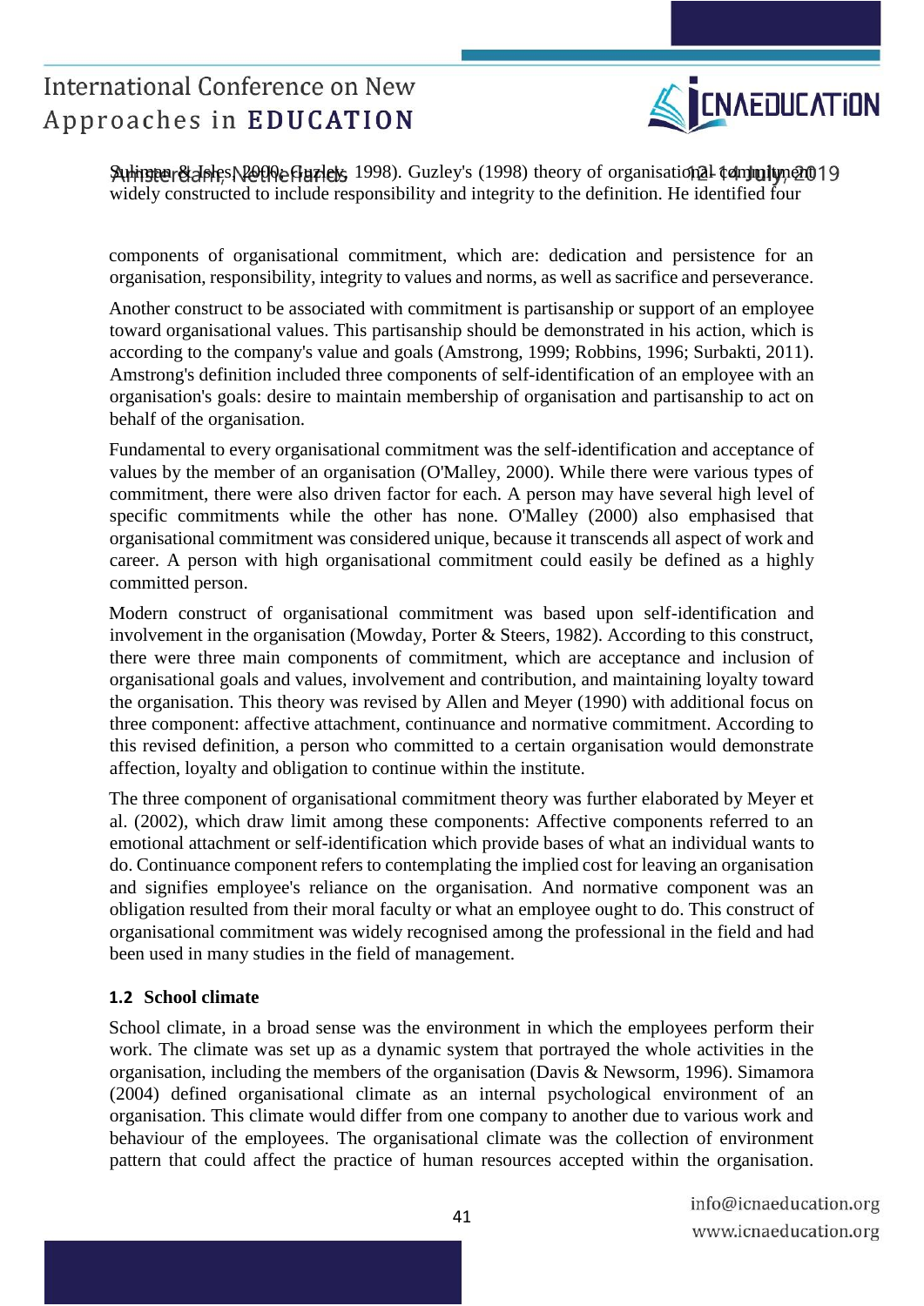Sulaiman & Isles, 2000; Guzley, 1998). Guzley's (1998) theory of organisational commitment widely constructed to include responsibility and integrity to the definition. He identified four components of organisational commitment, which are: dedication and persistence for an organisation, responsibility, integrity to values and norms, as well as sacrifice and perseverance.

Another construct to be associated with commitment is partisanship or support of an employee toward organisational values. This partisanship should be demonstrated in his action, which is according to the company's value and goals (Amstrong, 1999; Robbins, 1996; Surbakti, 2011). Amstrong's definition included three components of self-identification of an employee with an organisation's goals: desire to maintain membership of organisation and partisanship to act on behalf of the organisation.

Fundamental to every organisational commitment was the self-identification and acceptance of values by the member of an organisation (O'Malley, 2000). While there were various types of commitment, there were also driven factor for each. A person may have several high level of specific commitments while the other has none. O'Malley (2000) also emphasised that organisational commitment was considered unique, because it transcends all aspect of work and career. A person with high organisational commitment could easily be defined as a highly committed person.

Modern construct of organisational commitment was based upon self-identification and involvement in the organisation (Mowday, Porter & Steers, 1982). According to this construct, there were three main components of commitment, which are acceptance and inclusion of organisational goals and values, involvement and contribution, and maintaining loyalty toward the organisation. This theory was revised by Allen and Meyer (1990) with additional focus on three component: affective attachment, continuance and normative commitment. According to this revised definition, a person who committed to a certain organisation would demonstrate affection, loyalty and obligation to continue within the institute.

The three component of organisational commitment theory was further elaborated by Meyer et al. (2002), which draw limit among these components: Affective components referred to an emotional attachment or self-identification which provide bases of what an individual wants to do. Continuance component refers to contemplating the implied cost for leaving an organisation and signifies employee's reliance on the organisation. And normative component was an obligation resulted from their moral faculty or what an employee ought to do. This construct of organisational commitment was widely recognised among the professional in the field and had been used in many studies in the field of management.

### 1.2 School climate

School climate, in a broad sense was the environment in which the employees perform their work. The climate was set up as a dynamic system that portrayed the whole activities in the organisation, including the members of the organisation (Davis & Newsorm, 1996). Simamora (2004) defined organisational climate as an internal psychological environment of an organisation. This climate would differ from one company to another due to various work and behaviour of the employees. The organisational climate was the collection of environment pattern that could affect the practice of human resources accepted within the organisation.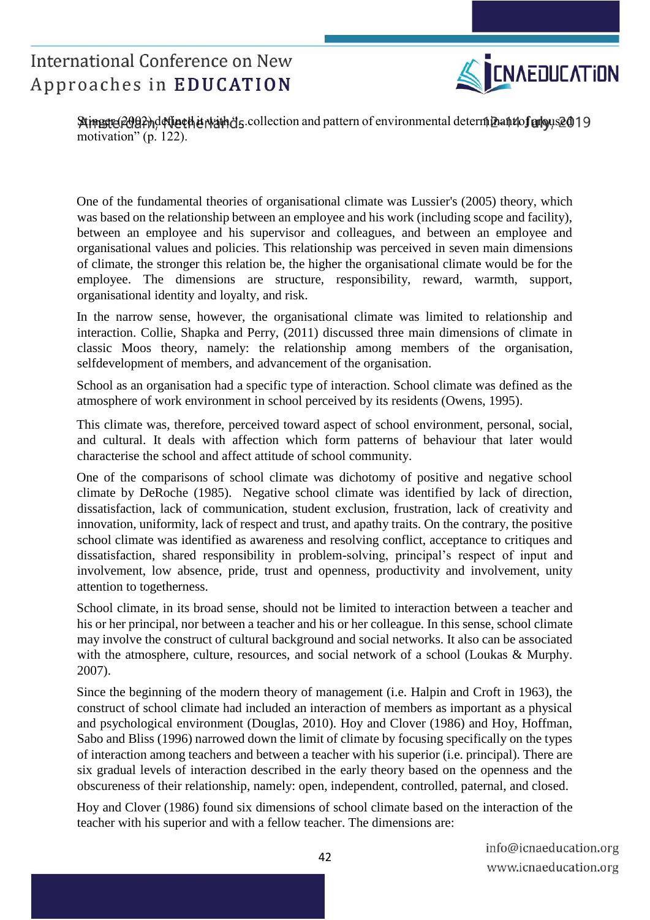Stinger (2002) defined it with "s collection and pattern of environmental determinant of aroused motivation" (p. 122).

One of the fundamental theories of organisational climate was Lussier's (2005) theory, which was based on the relationship between an employee and his work (including scope and facility), between an employee and his supervisor and colleagues, and between an employee and organisational values and policies. This relationship was perceived in seven main dimensions of climate, the stronger this relation be, the higher the organisational climate would be for the employee. The dimensions are structure, responsibility, reward, warmth, support, organisational identity and loyalty, and risk.

In the narrow sense, however, the organisational climate was limited to relationship and interaction. Collie, Shapka and Perry, (2011) discussed three main dimensions of climate in classic Moos theory, namely: the relationship among members of the organisation, selfdevelopment of members, and advancement of the organisation.

School as an organisation had a specific type of interaction. School climate was defined as the atmosphere of work environment in school perceived by its residents (Owens, 1995).

This climate was, therefore, perceived toward aspect of school environment, personal, social, and cultural. It deals with affection which form patterns of behaviour that later would characterise the school and affect attitude of school community.

One of the comparisons of school climate was dichotomy of positive and negative school climate by DeRoche (1985). Negative school climate was identified by lack of direction, dissatisfaction, lack of communication, student exclusion, frustration, lack of creativity and innovation, uniformity, lack of respect and trust, and apathy traits. On the contrary, the positive school climate was identified as awareness and resolving conflict, acceptance to critiques and dissatisfaction, shared responsibility in problem-solving, principal's respect of input and involvement, low absence, pride, trust and openness, productivity and involvement, unity attention to togetherness.

School climate, in its broad sense, should not be limited to interaction between a teacher and his or her principal, nor between a teacher and his or her colleague. In this sense, school climate may involve the construct of cultural background and social networks. It also can be associated with the atmosphere, culture, resources, and social network of a school (Loukas & Murphy. 2007).

Since the beginning of the modern theory of management (i.e. Halpin and Croft in 1963), the construct of school climate had included an interaction of members as important as a physical and psychological environment (Douglas, 2010). Hoy and Clover (1986) and Hoy, Hoffman, Sabo and Bliss (1996) narrowed down the limit of climate by focusing specifically on the types of interaction among teachers and between a teacher with his superior (i.e. principal). There are six gradual levels of interaction described in the early theory based on the openness and the obscureness of their relationship, namely: open, independent, controlled, paternal, and closed.

Hoy and Clover (1986) found six dimensions of school climate based on the interaction of the teacher with his superior and with a fellow teacher. The dimensions are: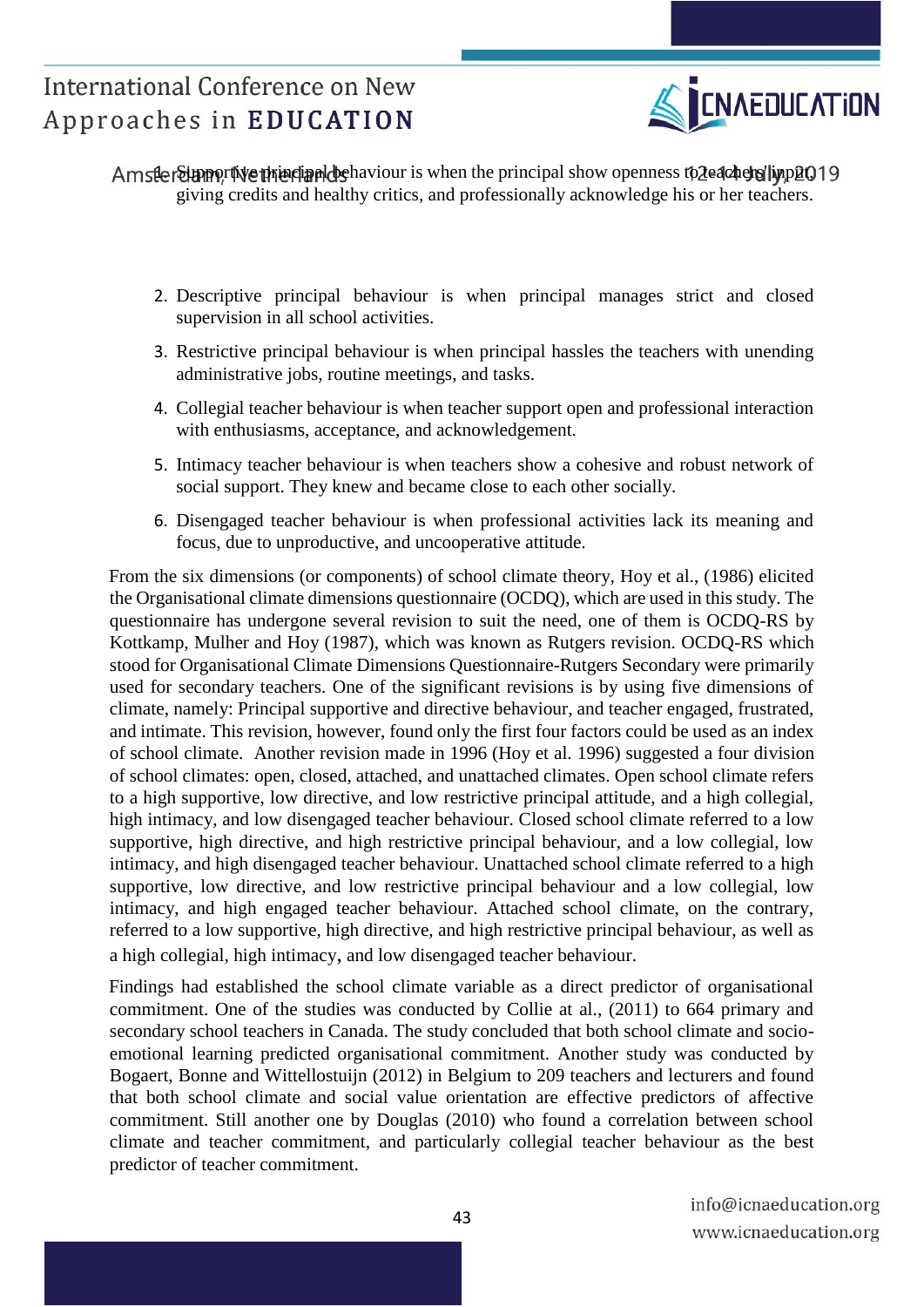1. Supportive principal behaviour is when the principal show openness to teachers' input, giving credits and healthy critics, and professionally acknowledge his or her teachers.
2. Descriptive principal behaviour is when principal manages strict and closed supervision in all school activities.
3. Restrictive principal behaviour is when principal hassles the teachers with unending administrative jobs, routine meetings, and tasks.
4. Collegial teacher behaviour is when teacher support open and professional interaction with enthusiasms, acceptance, and acknowledgement.
5. Intimacy teacher behaviour is when teachers show a cohesive and robust network of social support. They knew and became close to each other socially.
6. Disengaged teacher behaviour is when professional activities lack its meaning and focus, due to unproductive, and uncooperative attitude.

From the six dimensions (or components) of school climate theory, Hoy et al., (1986) elicited the Organisational climate dimensions questionnaire (OCDQ), which are used in this study. The questionnaire has undergone several revision to suit the need, one of them is OCDQ-RS by Kottkamp, Mulher and Hoy (1987), which was known as Rutgers revision. OCDQ-RS which stood for Organisational Climate Dimensions Questionnaire-Rutgers Secondary were primarily used for secondary teachers. One of the significant revisions is by using five dimensions of climate, namely: Principal supportive and directive behaviour, and teacher engaged, frustrated, and intimate. This revision, however, found only the first four factors could be used as an index of school climate. Another revision made in 1996 (Hoy et al. 1996) suggested a four division of school climates: open, closed, attached, and unattached climates. Open school climate refers to a high supportive, low directive, and low restrictive principal attitude, and a high collegial, high intimacy, and low disengaged teacher behaviour. Closed school climate referred to a low supportive, high directive, and high restrictive principal behaviour, and a low collegial, low intimacy, and high disengaged teacher behaviour. Unattached school climate referred to a high supportive, low directive, and low restrictive principal behaviour and a low collegial, low intimacy, and high engaged teacher behaviour. Attached school climate, on the contrary, referred to a low supportive, high directive, and high restrictive principal behaviour, as well as a high collegial, high intimacy, and low disengaged teacher behaviour.

Findings had established the school climate variable as a direct predictor of organisational commitment. One of the studies was conducted by Collie at al., (2011) to 664 primary and secondary school teachers in Canada. The study concluded that both school climate and socio-emotional learning predicted organisational commitment. Another study was conducted by Bogaert, Bonne and Wittellostuijn (2012) in Belgium to 209 teachers and lecturers and found that both school climate and social value orientation are effective predictors of affective commitment. Still another one by Douglas (2010) who found a correlation between school climate and teacher commitment, and particularly collegial teacher behaviour as the best predictor of teacher commitment.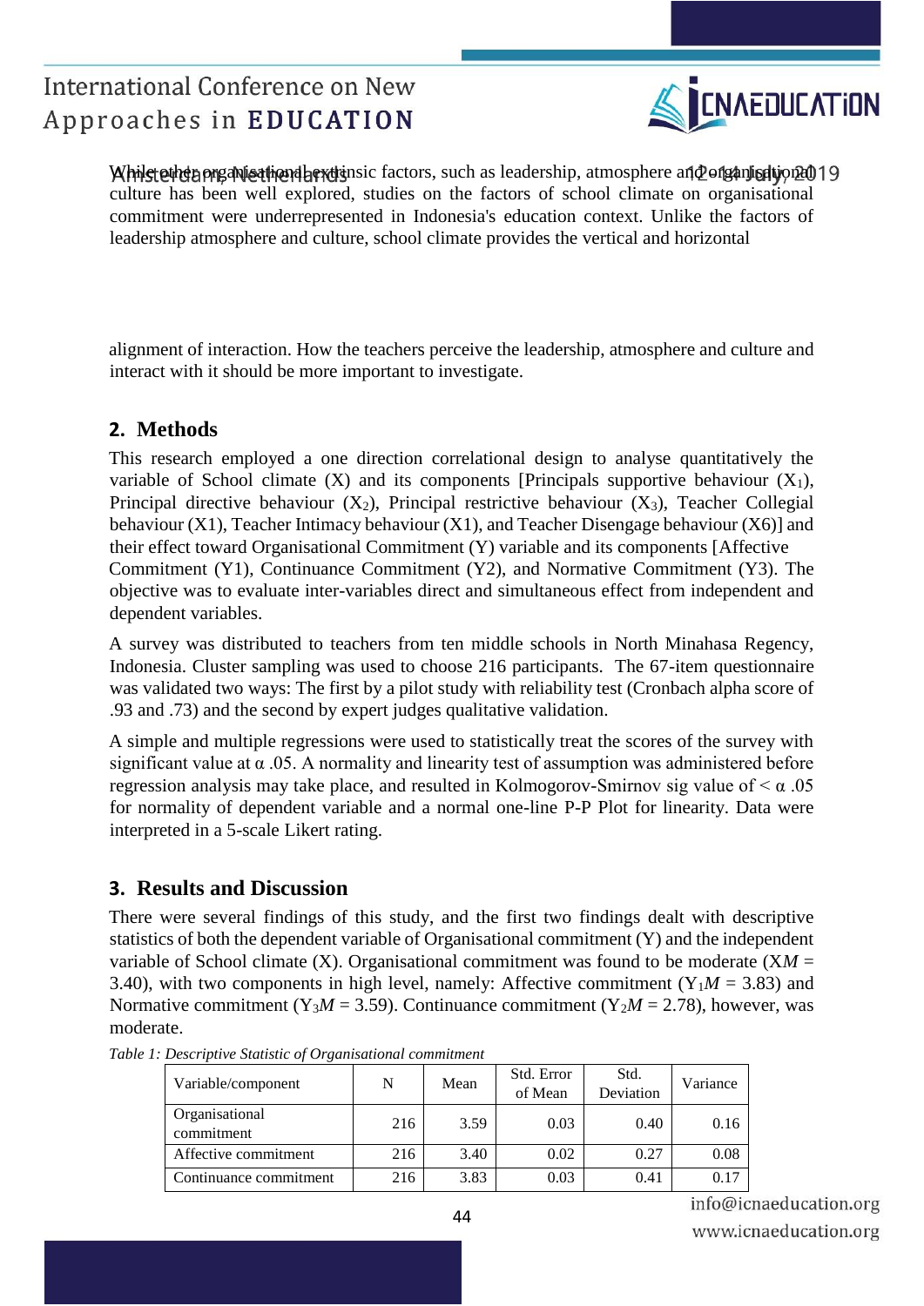While other organisational extrinsic factors, such as leadership, atmosphere and organisational culture has been well explored, studies on the factors of school climate on organisational commitment were underrepresented in Indonesia's education context. Unlike the factors of leadership atmosphere and culture, school climate provides the vertical and horizontal

alignment of interaction. How the teachers perceive the leadership, atmosphere and culture and interact with it should be more important to investigate.

## 2. Methods

This research employed a one direction correlational design to analyse quantitatively the variable of School climate (X) and its components [Principals supportive behaviour ($X_1$), Principal directive behaviour ($X_2$), Principal restrictive behaviour ($X_3$), Teacher Collegial behaviour (X1), Teacher Intimacy behaviour (X1), and Teacher Disengage behaviour (X6)] and their effect toward Organisational Commitment (Y) variable and its components [Affective Commitment (Y1), Continuance Commitment (Y2), and Normative Commitment (Y3). The objective was to evaluate inter-variables direct and simultaneous effect from independent and dependent variables.

A survey was distributed to teachers from ten middle schools in North Minahasa Regency, Indonesia. Cluster sampling was used to choose 216 participants. The 67-item questionnaire was validated two ways: The first by a pilot study with reliability test (Cronbach alpha score of .93 and .73) and the second by expert judges qualitative validation.

A simple and multiple regressions were used to statistically treat the scores of the survey with significant value at α .05. A normality and linearity test of assumption was administered before regression analysis may take place, and resulted in Kolmogorov-Smirnov sig value of < α .05 for normality of dependent variable and a normal one-line P-P Plot for linearity. Data were interpreted in a 5-scale Likert rating.

## 3. Results and Discussion

There were several findings of this study, and the first two findings dealt with descriptive statistics of both the dependent variable of Organisational commitment (Y) and the independent variable of School climate (X). Organisational commitment was found to be moderate ($XM$ = 3.40), with two components in high level, namely: Affective commitment ($Y_1M$ = 3.83) and Normative commitment ($Y_3M$ = 3.59). Continuance commitment ($Y_2M$ = 2.78), however, was moderate.

*Table 1: Descriptive Statistic of Organisational commitment*

| Variable/component | N | Mean | Std. Error of Mean | Std. Deviation | Variance |
|---|---|---|---|---|---|
| Organisational commitment | 216 | 3.59 | 0.03 | 0.40 | 0.16 |
| Affective commitment | 216 | 3.40 | 0.02 | 0.27 | 0.08 |
| Continuance commitment | 216 | 3.83 | 0.03 | 0.41 | 0.17 |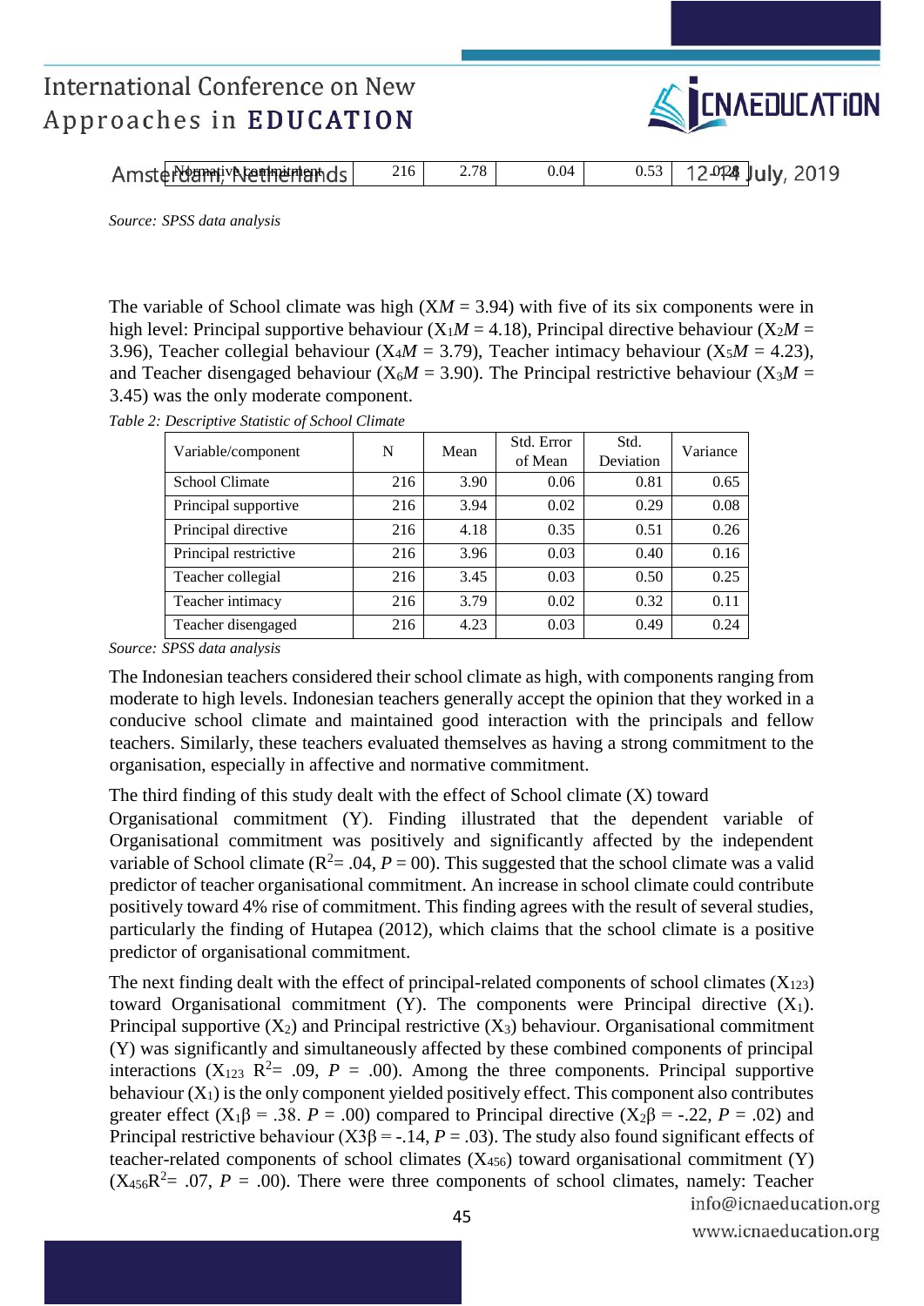| Normative commitment | 216 | 2.78 | 0.04 | 0.53 | 0.28 |
|---|---|---|---|---|---|

*Source: SPSS data analysis*

The variable of School climate was high (X$M$ = 3.94) with five of its six components were in high level: Principal supportive behaviour ($X_1M$ = 4.18), Principal directive behaviour ($X_2M$ = 3.96), Teacher collegial behaviour ($X_4M$ = 3.79), Teacher intimacy behaviour ($X_5M$ = 4.23), and Teacher disengaged behaviour ($X_6M$ = 3.90). The Principal restrictive behaviour ($X_3M$ = 3.45) was the only moderate component.

*Table 2: Descriptive Statistic of School Climate*

| Variable/component | N | Mean | Std. Error of Mean | Std. Deviation | Variance |
|---|---|---|---|---|---|
| School Climate | 216 | 3.90 | 0.06 | 0.81 | 0.65 |
| Principal supportive | 216 | 3.94 | 0.02 | 0.29 | 0.08 |
| Principal directive | 216 | 4.18 | 0.35 | 0.51 | 0.26 |
| Principal restrictive | 216 | 3.96 | 0.03 | 0.40 | 0.16 |
| Teacher collegial | 216 | 3.45 | 0.03 | 0.50 | 0.25 |
| Teacher intimacy | 216 | 3.79 | 0.02 | 0.32 | 0.11 |
| Teacher disengaged | 216 | 4.23 | 0.03 | 0.49 | 0.24 |

*Source: SPSS data analysis*

The Indonesian teachers considered their school climate as high, with components ranging from moderate to high levels. Indonesian teachers generally accept the opinion that they worked in a conducive school climate and maintained good interaction with the principals and fellow teachers. Similarly, these teachers evaluated themselves as having a strong commitment to the organisation, especially in affective and normative commitment.

The third finding of this study dealt with the effect of School climate (X) toward Organisational commitment (Y). Finding illustrated that the dependent variable of Organisational commitment was positively and significantly affected by the independent variable of School climate ($R^2$= .04, $P$ = 00). This suggested that the school climate was a valid predictor of teacher organisational commitment. An increase in school climate could contribute positively toward 4% rise of commitment. This finding agrees with the result of several studies, particularly the finding of Hutapea (2012), which claims that the school climate is a positive predictor of organisational commitment.

The next finding dealt with the effect of principal-related components of school climates ($X_{123}$) toward Organisational commitment (Y). The components were Principal directive ($X_1$). Principal supportive ($X_2$) and Principal restrictive ($X_3$) behaviour. Organisational commitment (Y) was significantly and simultaneously affected by these combined components of principal interactions ($X_{123}$ $R^2$= .09, $P$ = .00). Among the three components. Principal supportive behaviour ($X_1$) is the only component yielded positively effect. This component also contributes greater effect ($X_1\beta$ = .38. $P$ = .00) compared to Principal directive ($X_2\beta$ = -.22, $P$ = .02) and Principal restrictive behaviour ($X3\beta$ = -.14, $P$ = .03). The study also found significant effects of teacher-related components of school climates ($X_{456}$) toward organisational commitment (Y) ($X_{456}R^2$= .07, $P$ = .00). There were three components of school climates, namely: Teacher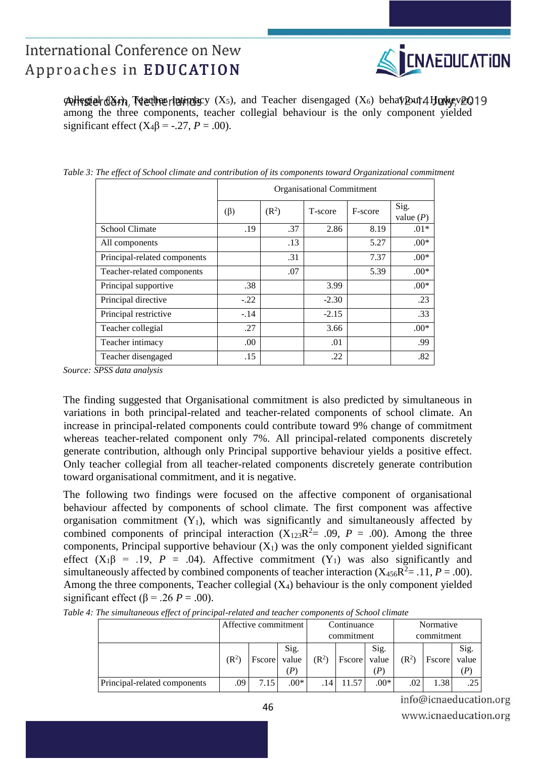collegial ($X_4$), Teacher intimacy ($X_5$), and Teacher disengaged ($X_6$) behaviour. However, among the three components, teacher collegial behaviour is the only component yielded significant effect ($X_4\beta$ = -.27, $P$ = .00).

*Table 3: The effect of School climate and contribution of its components toward Organizational commitment*

| | Organisational Commitment | | | | |
|---|---|---|---|---|---|
| | (β) | ($R^2$) | T-score | F-score | Sig. value ($P$) |
| School Climate | .19 | .37 | 2.86 | 8.19 | .01* |
| All components | | .13 | | 5.27 | .00* |
| Principal-related components | | .31 | | 7.37 | .00* |
| Teacher-related components | | .07 | | 5.39 | .00* |
| Principal supportive | .38 | | 3.99 | | .00* |
| Principal directive | -.22 | | -2.30 | | .23 |
| Principal restrictive | -.14 | | -2.15 | | .33 |
| Teacher collegial | .27 | | 3.66 | | .00* |
| Teacher intimacy | .00 | | .01 | | .99 |
| Teacher disengaged | .15 | | .22 | | .82 |

*Source: SPSS data analysis*

The finding suggested that Organisational commitment is also predicted by simultaneous in variations in both principal-related and teacher-related components of school climate. An increase in principal-related components could contribute toward 9% change of commitment whereas teacher-related component only 7%. All principal-related components discretely generate contribution, although only Principal supportive behaviour yields a positive effect. Only teacher collegial from all teacher-related components discretely generate contribution toward organisational commitment, and it is negative.

The following two findings were focused on the affective component of organisational behaviour affected by components of school climate. The first component was affective organisation commitment ($Y_1$), which was significantly and simultaneously affected by combined components of principal interaction ($X_{123}R^2$= .09, $P$ = .00). Among the three components, Principal supportive behaviour ($X_1$) was the only component yielded significant effect ($X_1\beta$ = .19, $P$ = .04). Affective commitment ($Y_1$) was also significantly and simultaneously affected by combined components of teacher interaction ($X_{456}R^2$= .11, $P$ = .00). Among the three components, Teacher collegial ($X_4$) behaviour is the only component yielded significant effect (β = .26 $P$ = .00).

*Table 4: The simultaneous effect of principal-related and teacher components of School climate*

| | Affective commitment | | | Continuance commitment | | | Normative commitment | | |
|---|---|---|---|---|---|---|---|---|---|
| | ($R^2$) | Fscore | Sig. value ($P$) | ($R^2$) | Fscore | Sig. value ($P$) | ($R^2$) | Fscore | Sig. value ($P$) |
| Principal-related components | .09 | 7.15 | .00* | .14 | 11.57 | .00* | .02 | 1.38 | .25 |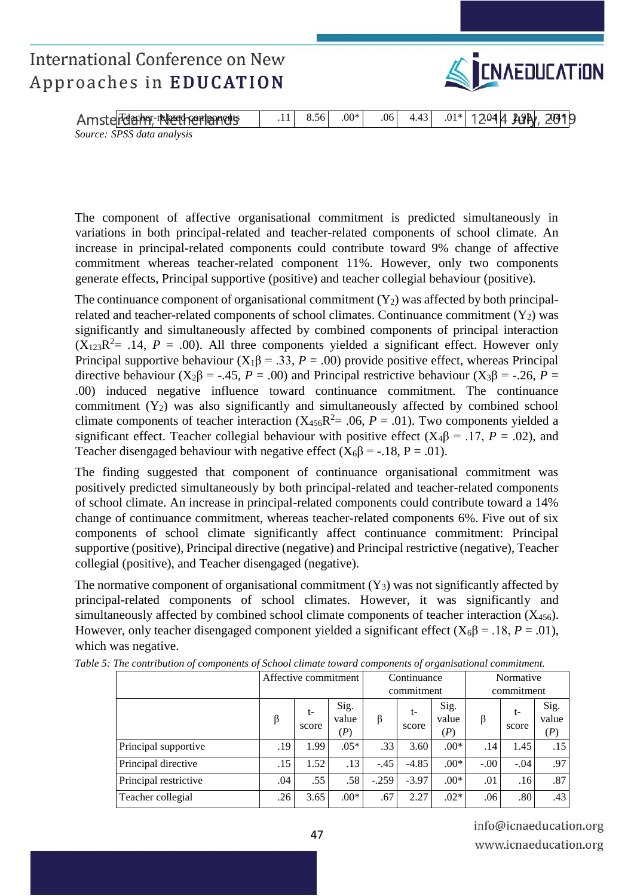| Teacher-related components | .11 | 8.56 | .00* | .06 | 4.43 | .01* | .04 | 2.92 | .04* |
|---|---|---|---|---|---|---|---|---|---|

*Source: SPSS data analysis*

The component of affective organisational commitment is predicted simultaneously in variations in both principal-related and teacher-related components of school climate. An increase in principal-related components could contribute toward 9% change of affective commitment whereas teacher-related component 11%. However, only two components generate effects, Principal supportive (positive) and teacher collegial behaviour (positive).

The continuance component of organisational commitment ($Y_2$) was affected by both principal-related and teacher-related components of school climates. Continuance commitment ($Y_2$) was significantly and simultaneously affected by combined components of principal interaction ($X_{123}R^2 = .14$, $P = .00$). All three components yielded a significant effect. However only Principal supportive behaviour ($X_1\beta = .33$, $P = .00$) provide positive effect, whereas Principal directive behaviour ($X_2\beta = -.45$, $P = .00$) and Principal restrictive behaviour ($X_3\beta = -.26$, $P = .00$) induced negative influence toward continuance commitment. The continuance commitment ($Y_2$) was also significantly and simultaneously affected by combined school climate components of teacher interaction ($X_{456}R^2 = .06$, $P = .01$). Two components yielded a significant effect. Teacher collegial behaviour with positive effect ($X_4\beta = .17$, $P = .02$), and Teacher disengaged behaviour with negative effect ($X_6\beta = -.18$, P = .01).

The finding suggested that component of continuance organisational commitment was positively predicted simultaneously by both principal-related and teacher-related components of school climate. An increase in principal-related components could contribute toward a 14% change of continuance commitment, whereas teacher-related components 6%. Five out of six components of school climate significantly affect continuance commitment: Principal supportive (positive), Principal directive (negative) and Principal restrictive (negative), Teacher collegial (positive), and Teacher disengaged (negative).

The normative component of organisational commitment ($Y_3$) was not significantly affected by principal-related components of school climates. However, it was significantly and simultaneously affected by combined school climate components of teacher interaction ($X_{456}$). However, only teacher disengaged component yielded a significant effect ($X_6\beta = .18$, $P = .01$), which was negative.

*Table 5: The contribution of components of School climate toward components of organisational commitment.*

| | Affective commitment | | | Continuance commitment | | | Normative commitment | | |
|---|---|---|---|---|---|---|---|---|---|
| | β | t-score | Sig. value (*P*) | β | t-score | Sig. value (*P*) | β | t-score | Sig. value (*P*) |
| Principal supportive | .19 | 1.99 | .05* | .33 | 3.60 | .00* | .14 | 1.45 | .15 |
| Principal directive | .15 | 1.52 | .13 | -.45 | -4.85 | .00* | -.00 | -.04 | .97 |
| Principal restrictive | .04 | .55 | .58 | -.259 | -3.97 | .00* | .01 | .16 | .87 |
| Teacher collegial | .26 | 3.65 | .00* | .67 | 2.27 | .02* | .06 | .80 | .43 |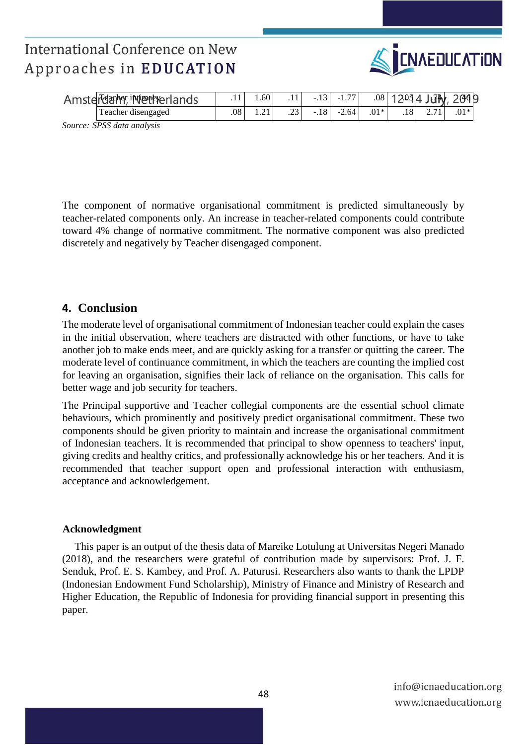| | | | | | | | | | |
|---|---|---|---|---|---|---|---|---|---|
| Teacher intimacy | .11 | 1.60 | .11 | -.13 | -1.77 | .08 | .05 | .74 | .46 |
| Teacher disengaged | .08 | 1.21 | .23 | -.18 | -2.64 | .01* | .18 | 2.71 | .01* |

*Source: SPSS data analysis*

The component of normative organisational commitment is predicted simultaneously by teacher-related components only. An increase in teacher-related components could contribute toward 4% change of normative commitment. The normative component was also predicted discretely and negatively by Teacher disengaged component.

## 4. Conclusion

The moderate level of organisational commitment of Indonesian teacher could explain the cases in the initial observation, where teachers are distracted with other functions, or have to take another job to make ends meet, and are quickly asking for a transfer or quitting the career. The moderate level of continuance commitment, in which the teachers are counting the implied cost for leaving an organisation, signifies their lack of reliance on the organisation. This calls for better wage and job security for teachers.

The Principal supportive and Teacher collegial components are the essential school climate behaviours, which prominently and positively predict organisational commitment. These two components should be given priority to maintain and increase the organisational commitment of Indonesian teachers. It is recommended that principal to show openness to teachers' input, giving credits and healthy critics, and professionally acknowledge his or her teachers. And it is recommended that teacher support open and professional interaction with enthusiasm, acceptance and acknowledgement.

### Acknowledgment

This paper is an output of the thesis data of Mareike Lotulung at Universitas Negeri Manado (2018), and the researchers were grateful of contribution made by supervisors: Prof. J. F. Senduk, Prof. E. S. Kambey, and Prof. A. Paturusi. Researchers also wants to thank the LPDP (Indonesian Endowment Fund Scholarship), Ministry of Finance and Ministry of Research and Higher Education, the Republic of Indonesia for providing financial support in presenting this paper.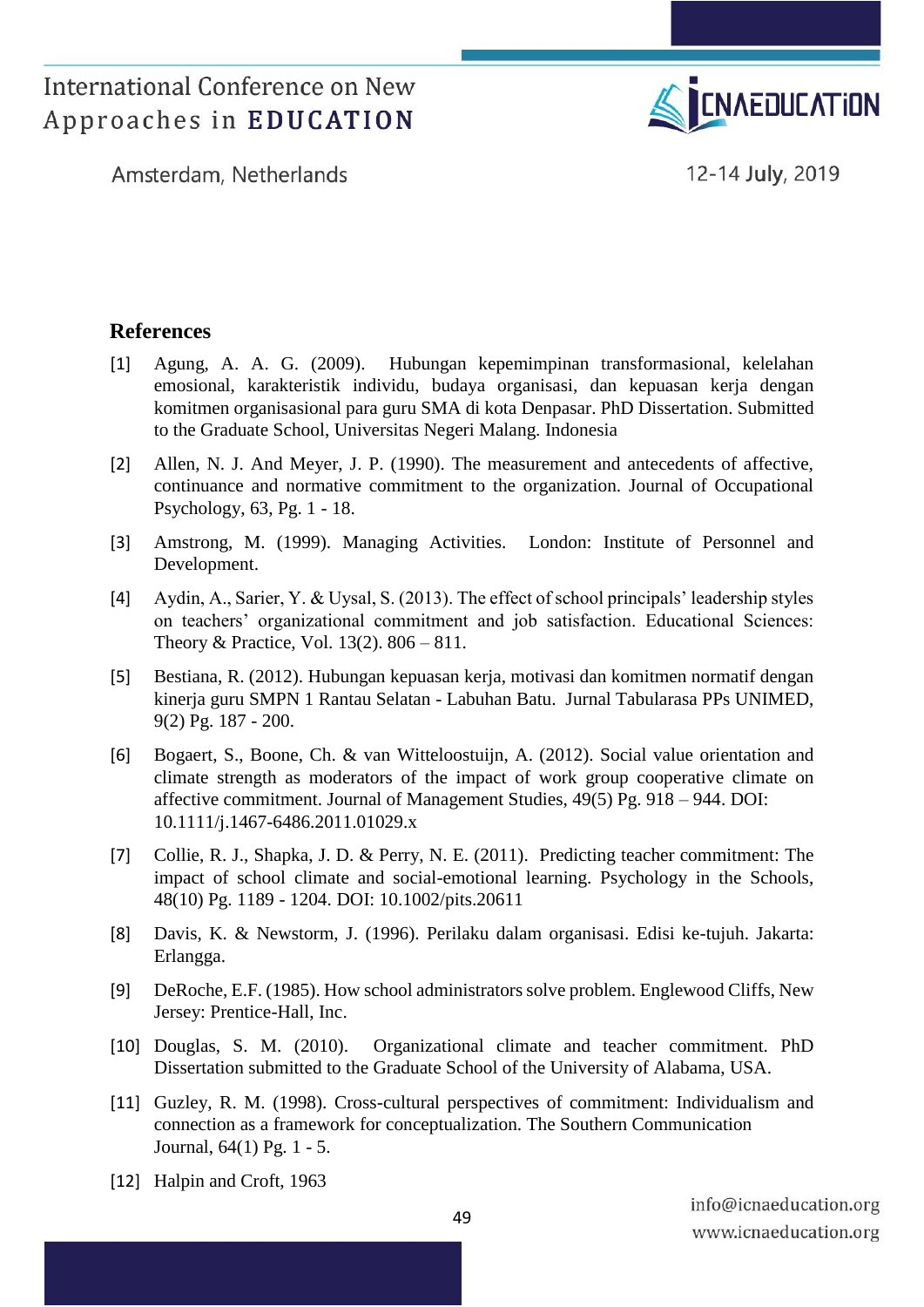## References

[1] Agung, A. A. G. (2009). Hubungan kepemimpinan transformasional, kelelahan emosional, karakteristik individu, budaya organisasi, dan kepuasan kerja dengan komitmen organisasional para guru SMA di kota Denpasar. PhD Dissertation. Submitted to the Graduate School, Universitas Negeri Malang. Indonesia

[2] Allen, N. J. And Meyer, J. P. (1990). The measurement and antecedents of affective, continuance and normative commitment to the organization. Journal of Occupational Psychology, 63, Pg. 1 - 18.

[3] Amstrong, M. (1999). Managing Activities. London: Institute of Personnel and Development.

[4] Aydin, A., Sarier, Y. & Uysal, S. (2013). The effect of school principals' leadership styles on teachers' organizational commitment and job satisfaction. Educational Sciences: Theory & Practice, Vol. 13(2). 806 – 811.

[5] Bestiana, R. (2012). Hubungan kepuasan kerja, motivasi dan komitmen normatif dengan kinerja guru SMPN 1 Rantau Selatan - Labuhan Batu. Jurnal Tabularasa PPs UNIMED, 9(2) Pg. 187 - 200.

[6] Bogaert, S., Boone, Ch. & van Witteloostuijn, A. (2012). Social value orientation and climate strength as moderators of the impact of work group cooperative climate on affective commitment. Journal of Management Studies, 49(5) Pg. 918 – 944. DOI: 10.1111/j.1467-6486.2011.01029.x

[7] Collie, R. J., Shapka, J. D. & Perry, N. E. (2011). Predicting teacher commitment: The impact of school climate and social-emotional learning. Psychology in the Schools, 48(10) Pg. 1189 - 1204. DOI: 10.1002/pits.20611

[8] Davis, K. & Newstorm, J. (1996). Perilaku dalam organisasi. Edisi ke-tujuh. Jakarta: Erlangga.

[9] DeRoche, E.F. (1985). How school administrators solve problem. Englewood Cliffs, New Jersey: Prentice-Hall, Inc.

[10] Douglas, S. M. (2010). Organizational climate and teacher commitment. PhD Dissertation submitted to the Graduate School of the University of Alabama, USA.

[11] Guzley, R. M. (1998). Cross-cultural perspectives of commitment: Individualism and connection as a framework for conceptualization. The Southern Communication Journal, 64(1) Pg. 1 - 5.

[12] Halpin and Croft, 1963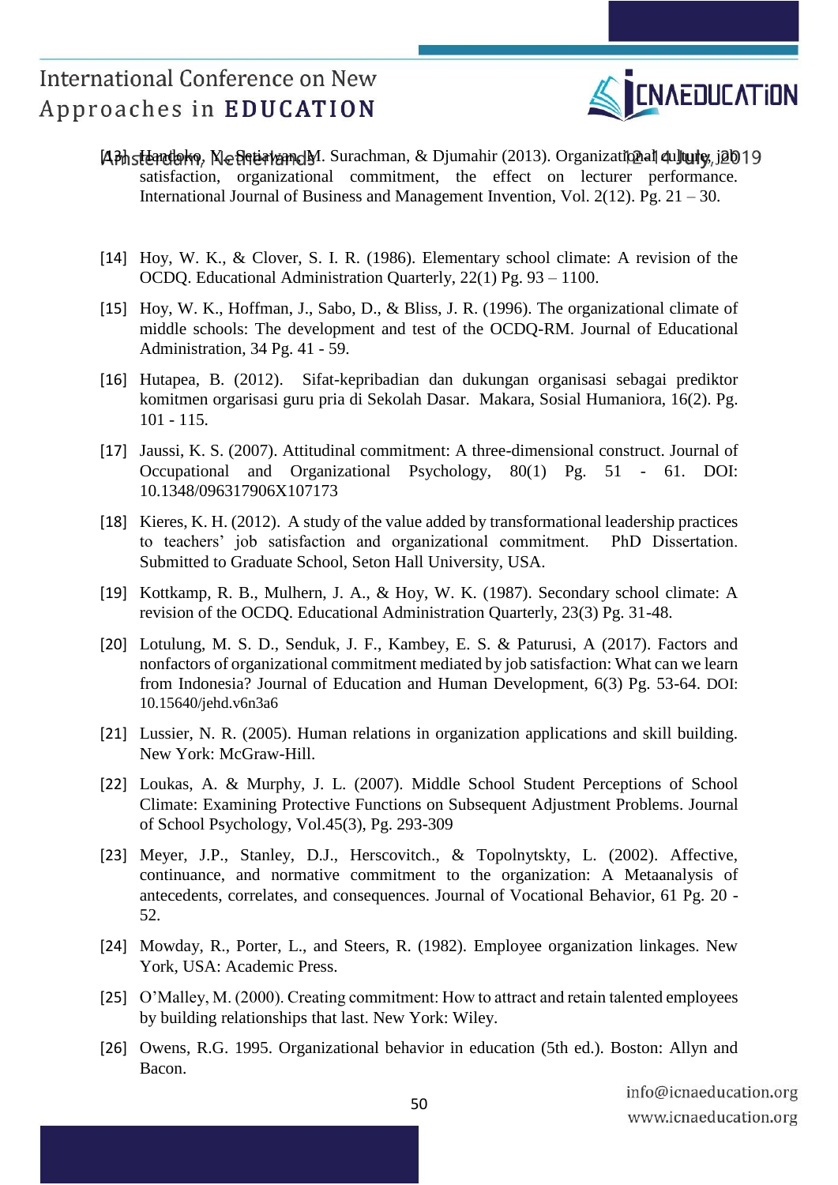[13] Handoko, Y., Setiawan, M. Surachman, & Djumahir (2013). Organizational culture, job satisfaction, organizational commitment, the effect on lecturer performance. International Journal of Business and Management Invention, Vol. 2(12). Pg. 21 – 30.

[14] Hoy, W. K., & Clover, S. I. R. (1986). Elementary school climate: A revision of the OCDQ. Educational Administration Quarterly, 22(1) Pg. 93 – 1100.

[15] Hoy, W. K., Hoffman, J., Sabo, D., & Bliss, J. R. (1996). The organizational climate of middle schools: The development and test of the OCDQ-RM. Journal of Educational Administration, 34 Pg. 41 - 59.

[16] Hutapea, B. (2012). Sifat-kepribadian dan dukungan organisasi sebagai prediktor komitmen orgarisasi guru pria di Sekolah Dasar. Makara, Sosial Humaniora, 16(2). Pg. 101 - 115.

[17] Jaussi, K. S. (2007). Attitudinal commitment: A three-dimensional construct. Journal of Occupational and Organizational Psychology, 80(1) Pg. 51 - 61. DOI: 10.1348/096317906X107173

[18] Kieres, K. H. (2012). A study of the value added by transformational leadership practices to teachers' job satisfaction and organizational commitment. PhD Dissertation. Submitted to Graduate School, Seton Hall University, USA.

[19] Kottkamp, R. B., Mulhern, J. A., & Hoy, W. K. (1987). Secondary school climate: A revision of the OCDQ. Educational Administration Quarterly, 23(3) Pg. 31-48.

[20] Lotulung, M. S. D., Senduk, J. F., Kambey, E. S. & Paturusi, A (2017). Factors and nonfactors of organizational commitment mediated by job satisfaction: What can we learn from Indonesia? Journal of Education and Human Development, 6(3) Pg. 53-64. DOI: 10.15640/jehd.v6n3a6

[21] Lussier, N. R. (2005). Human relations in organization applications and skill building. New York: McGraw-Hill.

[22] Loukas, A. & Murphy, J. L. (2007). Middle School Student Perceptions of School Climate: Examining Protective Functions on Subsequent Adjustment Problems. Journal of School Psychology, Vol.45(3), Pg. 293-309

[23] Meyer, J.P., Stanley, D.J., Herscovitch., & Topolnytskty, L. (2002). Affective, continuance, and normative commitment to the organization: A Metaanalysis of antecedents, correlates, and consequences. Journal of Vocational Behavior, 61 Pg. 20 - 52.

[24] Mowday, R., Porter, L., and Steers, R. (1982). Employee organization linkages. New York, USA: Academic Press.

[25] O'Malley, M. (2000). Creating commitment: How to attract and retain talented employees by building relationships that last. New York: Wiley.

[26] Owens, R.G. 1995. Organizational behavior in education (5th ed.). Boston: Allyn and Bacon.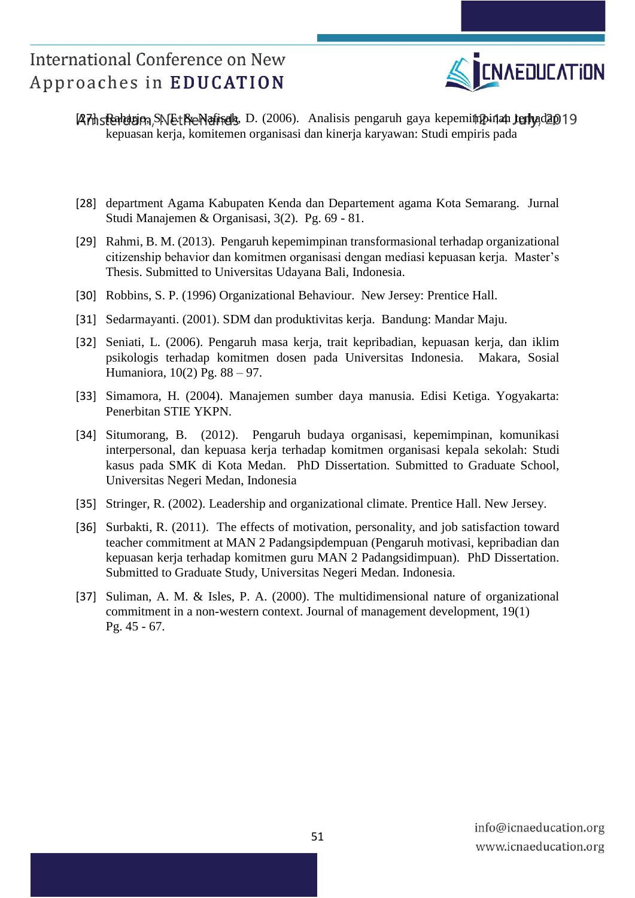[27] Raharjo, S. T. & Nafisah, D. (2006). Analisis pengaruh gaya kepemimpinan terhadap kepuasan kerja, komitemen organisasi dan kinerja karyawan: Studi empiris pada

[28] department Agama Kabupaten Kenda dan Departement agama Kota Semarang. Jurnal Studi Manajemen & Organisasi, 3(2). Pg. 69 - 81.

[29] Rahmi, B. M. (2013). Pengaruh kepemimpinan transformasional terhadap organizational citizenship behavior dan komitmen organisasi dengan mediasi kepuasan kerja. Master's Thesis. Submitted to Universitas Udayana Bali, Indonesia.

[30] Robbins, S. P. (1996) Organizational Behaviour. New Jersey: Prentice Hall.

[31] Sedarmayanti. (2001). SDM dan produktivitas kerja. Bandung: Mandar Maju.

[32] Seniati, L. (2006). Pengaruh masa kerja, trait kepribadian, kepuasan kerja, dan iklim psikologis terhadap komitmen dosen pada Universitas Indonesia. Makara, Sosial Humaniora, 10(2) Pg. 88 – 97.

[33] Simamora, H. (2004). Manajemen sumber daya manusia. Edisi Ketiga. Yogyakarta: Penerbitan STIE YKPN.

[34] Situmorang, B. (2012). Pengaruh budaya organisasi, kepemimpinan, komunikasi interpersonal, dan kepuasa kerja terhadap komitmen organisasi kepala sekolah: Studi kasus pada SMK di Kota Medan. PhD Dissertation. Submitted to Graduate School, Universitas Negeri Medan, Indonesia

[35] Stringer, R. (2002). Leadership and organizational climate. Prentice Hall. New Jersey.

[36] Surbakti, R. (2011). The effects of motivation, personality, and job satisfaction toward teacher commitment at MAN 2 Padangsipdempuan (Pengaruh motivasi, kepribadian dan kepuasan kerja terhadap komitmen guru MAN 2 Padangsidimpuan). PhD Dissertation. Submitted to Graduate Study, Universitas Negeri Medan. Indonesia.

[37] Suliman, A. M. & Isles, P. A. (2000). The multidimensional nature of organizational commitment in a non-western context. Journal of management development, 19(1) Pg. 45 - 67.